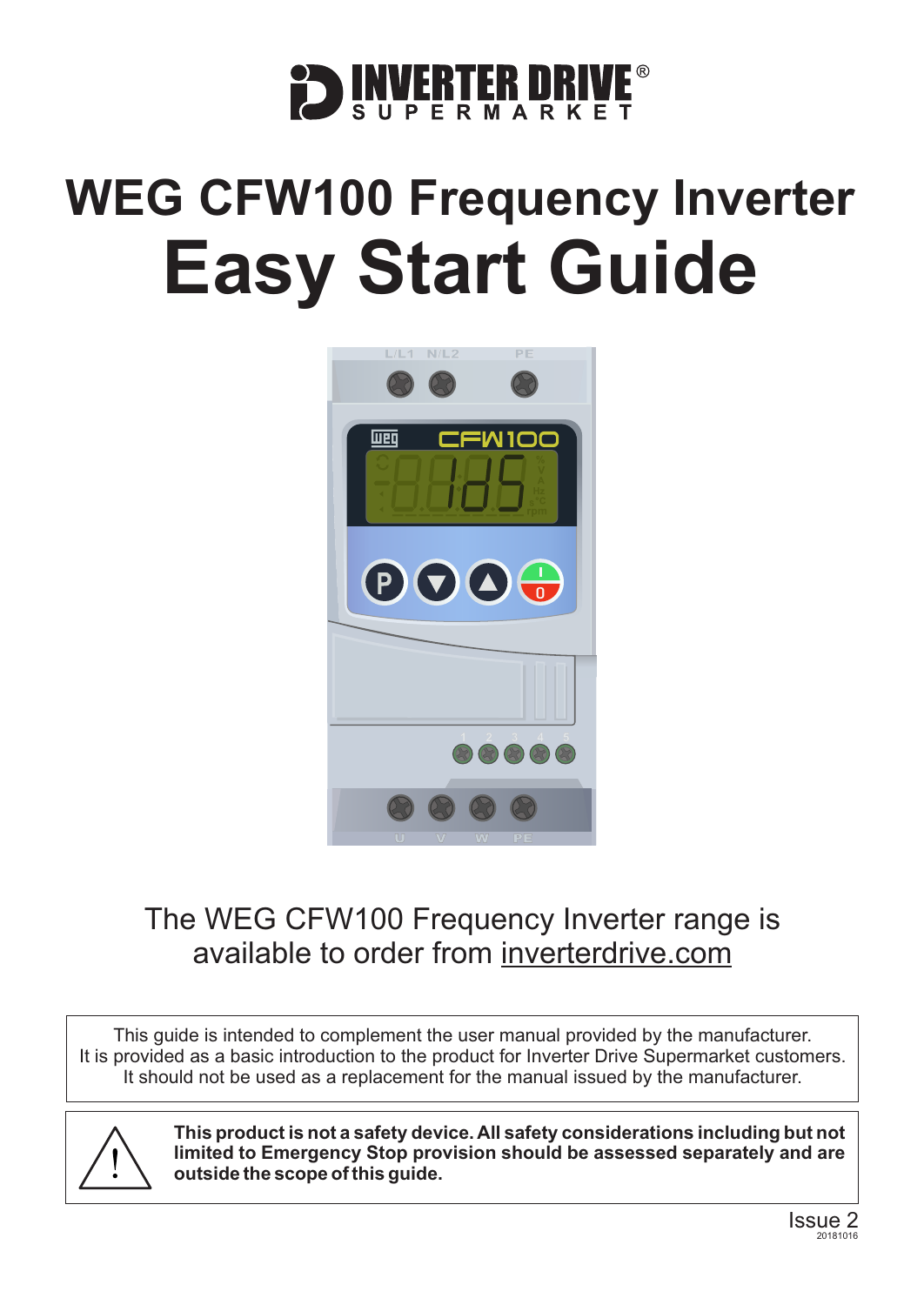# WEG CFW100 Frequency Inverter

# Easy Start Guide

The WEG CFW100 Frequency Inverter range is available to order from inverterdrive.com

This guide is intended to complement the user manual provided by the manufacturer.
It is provided as a basic introduction to the product for Inverter Drive Supermarket customers.
It should not be used as a replacement for the manual issued by the manufacturer.

**This product is not a safety device. All safety considerations including but not limited to Emergency Stop provision should be assessed separately and are outside the scope of this guide.**

Issue 2
20181016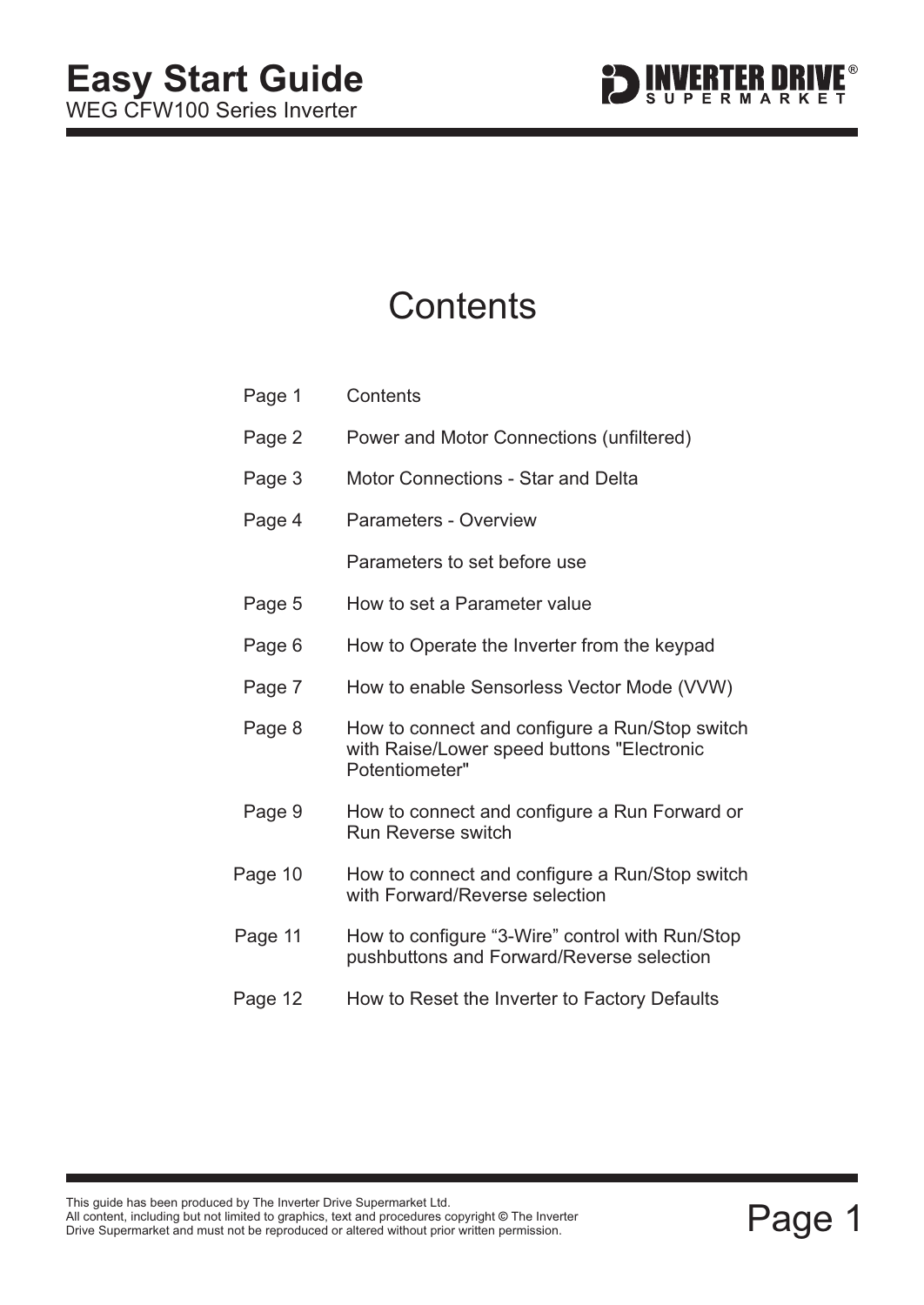# Easy Start Guide

WEG CFW100 Series Inverter

## Contents

| | |
|---|---|
| Page 1 | Contents |
| Page 2 | Power and Motor Connections (unfiltered) |
| Page 3 | Motor Connections - Star and Delta |
| Page 4 | Parameters - Overview |
| | Parameters to set before use |
| Page 5 | How to set a Parameter value |
| Page 6 | How to Operate the Inverter from the keypad |
| Page 7 | How to enable Sensorless Vector Mode (VVW) |
| Page 8 | How to connect and configure a Run/Stop switch with Raise/Lower speed buttons "Electronic Potentiometer" |
| Page 9 | How to connect and configure a Run Forward or Run Reverse switch |
| Page 10 | How to connect and configure a Run/Stop switch with Forward/Reverse selection |
| Page 11 | How to configure “3-Wire” control with Run/Stop pushbuttons and Forward/Reverse selection |
| Page 12 | How to Reset the Inverter to Factory Defaults |

This guide has been produced by The Inverter Drive Supermarket Ltd.
All content, including but not limited to graphics, text and procedures copyright © The Inverter Drive Supermarket and must not be reproduced or altered without prior written permission.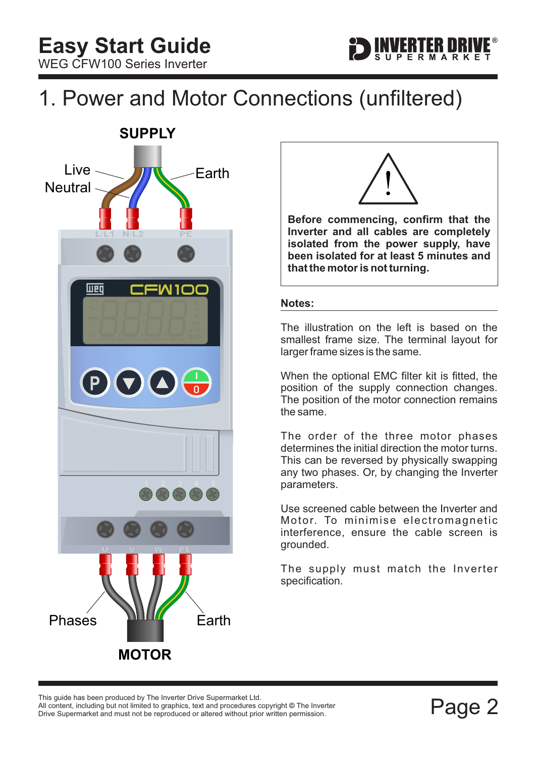# 1. Power and Motor Connections (unfiltered)

**SUPPLY**

Live

Neutral

Earth

L/L1 N/L2 PE

U V W PE

Phases

Earth

**MOTOR**

**Before commencing, confirm that the Inverter and all cables are completely isolated from the power supply, have been isolated for at least 5 minutes and that the motor is not turning.**

**Notes:**

The illustration on the left is based on the smallest frame size. The terminal layout for larger frame sizes is the same.

When the optional EMC filter kit is fitted, the position of the supply connection changes. The position of the motor connection remains the same.

The order of the three motor phases determines the initial direction the motor turns. This can be reversed by physically swapping any two phases. Or, by changing the Inverter parameters.

Use screened cable between the Inverter and Motor. To minimise electromagnetic interference, ensure the cable screen is grounded.

The supply must match the Inverter specification.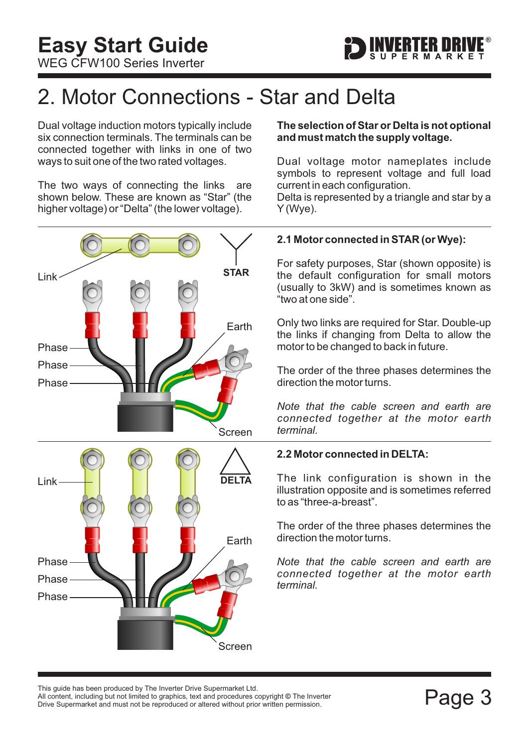# 2. Motor Connections - Star and Delta

Dual voltage induction motors typically include six connection terminals. The terminals can be connected together with links in one of two ways to suit one of the two rated voltages.

The two ways of connecting the links are shown below. These are known as "Star" (the higher voltage) or "Delta" (the lower voltage).

**The selection of Star or Delta is not optional and must match the supply voltage.**

Dual voltage motor nameplates include symbols to represent voltage and full load current in each configuration.
Delta is represented by a triangle and star by a Y (Wye).

Link

STAR

Earth

Phase

Phase

Phase

Screen

### 2.1 Motor connected in STAR (or Wye):

For safety purposes, Star (shown opposite) is the default configuration for small motors (usually to 3kW) and is sometimes known as "two at one side".

Only two links are required for Star. Double-up the links if changing from Delta to allow the motor to be changed to back in future.

The order of the three phases determines the direction the motor turns.

*Note that the cable screen and earth are connected together at the motor earth terminal.*

Link

DELTA

Earth

Phase

Phase

Phase

Screen

### 2.2 Motor connected in DELTA:

The link configuration is shown in the illustration opposite and is sometimes referred to as "three-a-breast".

The order of the three phases determines the direction the motor turns.

*Note that the cable screen and earth are connected together at the motor earth terminal.*

This guide has been produced by The Inverter Drive Supermarket Ltd.
All content, including but not limited to graphics, text and procedures copyright © The Inverter Drive Supermarket and must not be reproduced or altered without prior written permission.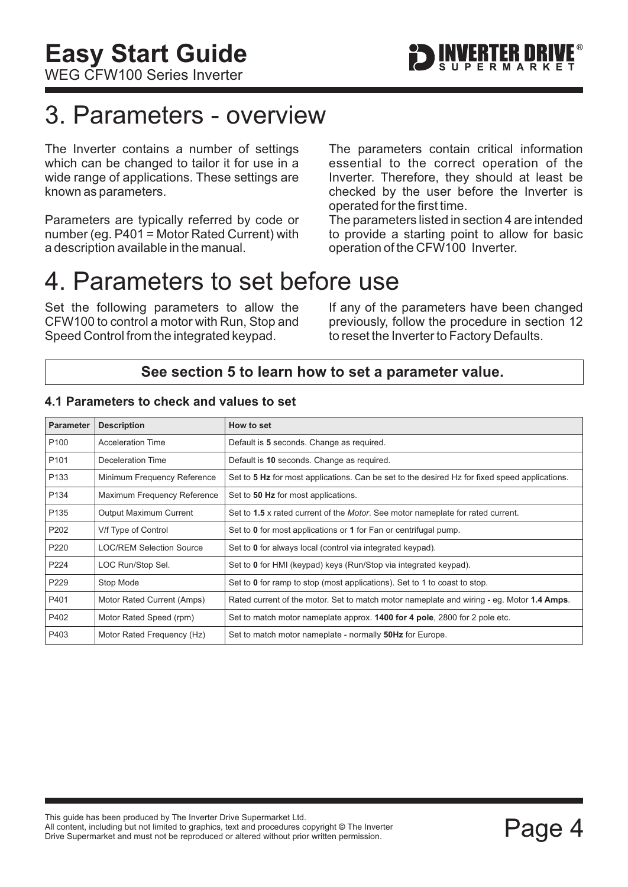# 3. Parameters - overview

The Inverter contains a number of settings which can be changed to tailor it for use in a wide range of applications. These settings are known as parameters.

Parameters are typically referred by code or number (eg. P401 = Motor Rated Current) with a description available in the manual.

The parameters contain critical information essential to the correct operation of the Inverter. Therefore, they should at least be checked by the user before the Inverter is operated for the first time.

The parameters listed in section 4 are intended to provide a starting point to allow for basic operation of the CFW100 Inverter.

# 4. Parameters to set before use

Set the following parameters to allow the CFW100 to control a motor with Run, Stop and Speed Control from the integrated keypad.

If any of the parameters have been changed previously, follow the procedure in section 12 to reset the Inverter to Factory Defaults.

**See section 5 to learn how to set a parameter value.**

### 4.1 Parameters to check and values to set

| Parameter | Description | How to set |
|---|---|---|
| P100 | Acceleration Time | Default is **5** seconds. Change as required. |
| P101 | Deceleration Time | Default is **10** seconds. Change as required. |
| P133 | Minimum Frequency Reference | Set to **5 Hz** for most applications. Can be set to the desired Hz for fixed speed applications. |
| P134 | Maximum Frequency Reference | Set to **50 Hz** for most applications. |
| P135 | Output Maximum Current | Set to **1.5** x rated current of the *Motor*. See motor nameplate for rated current. |
| P202 | V/f Type of Control | Set to **0** for most applications or **1** for Fan or centrifugal pump. |
| P220 | LOC/REM Selection Source | Set to **0** for always local (control via integrated keypad). |
| P224 | LOC Run/Stop Sel. | Set to **0** for HMI (keypad) keys (Run/Stop via integrated keypad). |
| P229 | Stop Mode | Set to **0** for ramp to stop (most applications). Set to 1 to coast to stop. |
| P401 | Motor Rated Current (Amps) | Rated current of the motor. Set to match motor nameplate and wiring - eg. Motor **1.4 Amps**. |
| P402 | Motor Rated Speed (rpm) | Set to match motor nameplate approx. **1400 for 4 pole**, 2800 for 2 pole etc. |
| P403 | Motor Rated Frequency (Hz) | Set to match motor nameplate - normally **50Hz** for Europe. |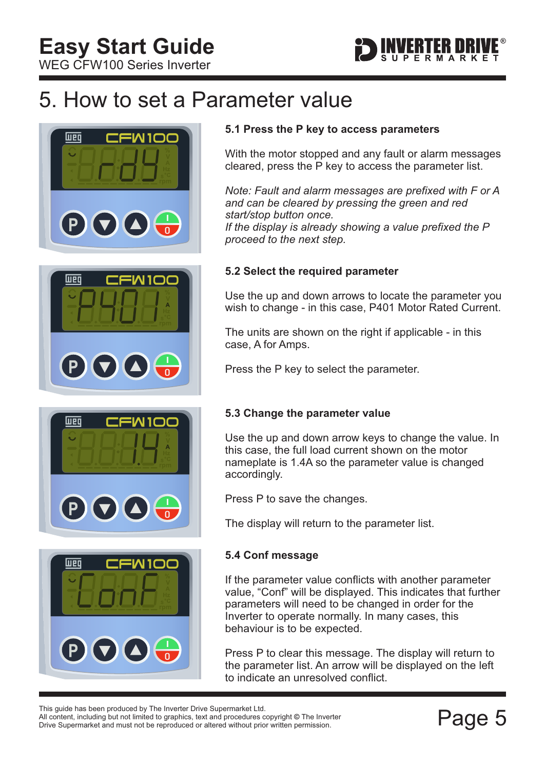# 5. How to set a Parameter value

### 5.1 Press the P key to access parameters

With the motor stopped and any fault or alarm messages cleared, press the P key to access the parameter list.

*Note: Fault and alarm messages are prefixed with F or A and can be cleared by pressing the green and red start/stop button once.*
*If the display is already showing a value prefixed the P proceed to the next step.*

### 5.2 Select the required parameter

Use the up and down arrows to locate the parameter you wish to change - in this case, P401 Motor Rated Current.

The units are shown on the right if applicable - in this case, A for Amps.

Press the P key to select the parameter.

### 5.3 Change the parameter value

Use the up and down arrow keys to change the value. In this case, the full load current shown on the motor nameplate is 1.4A so the parameter value is changed accordingly.

Press P to save the changes.

The display will return to the parameter list.

### 5.4 Conf message

If the parameter value conflicts with another parameter value, “Conf” will be displayed. This indicates that further parameters will need to be changed in order for the Inverter to operate normally. In many cases, this behaviour is to be expected.

Press P to clear this message. The display will return to the parameter list. An arrow will be displayed on the left to indicate an unresolved conflict.

This guide has been produced by The Inverter Drive Supermarket Ltd.
All content, including but not limited to graphics, text and procedures copyright © The Inverter Drive Supermarket and must not be reproduced or altered without prior written permission.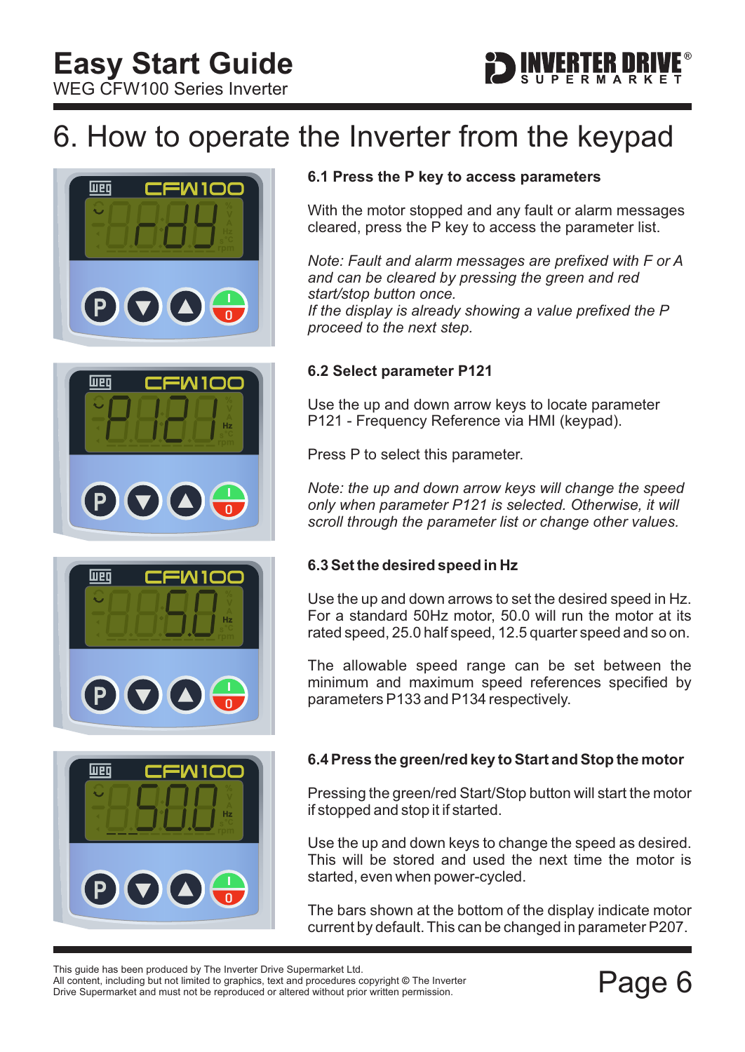# 6. How to operate the Inverter from the keypad

### 6.1 Press the P key to access parameters

With the motor stopped and any fault or alarm messages cleared, press the P key to access the parameter list.

*Note: Fault and alarm messages are prefixed with F or A and can be cleared by pressing the green and red start/stop button once.*
*If the display is already showing a value prefixed the P proceed to the next step.*

### 6.2 Select parameter P121

Use the up and down arrow keys to locate parameter P121 - Frequency Reference via HMI (keypad).

Press P to select this parameter.

*Note: the up and down arrow keys will change the speed only when parameter P121 is selected. Otherwise, it will scroll through the parameter list or change other values.*

### 6.3 Set the desired speed in Hz

Use the up and down arrows to set the desired speed in Hz. For a standard 50Hz motor, 50.0 will run the motor at its rated speed, 25.0 half speed, 12.5 quarter speed and so on.

The allowable speed range can be set between the minimum and maximum speed references specified by parameters P133 and P134 respectively.

### 6.4 Press the green/red key to Start and Stop the motor

Pressing the green/red Start/Stop button will start the motor if stopped and stop it if started.

Use the up and down keys to change the speed as desired. This will be stored and used the next time the motor is started, even when power-cycled.

The bars shown at the bottom of the display indicate motor current by default. This can be changed in parameter P207.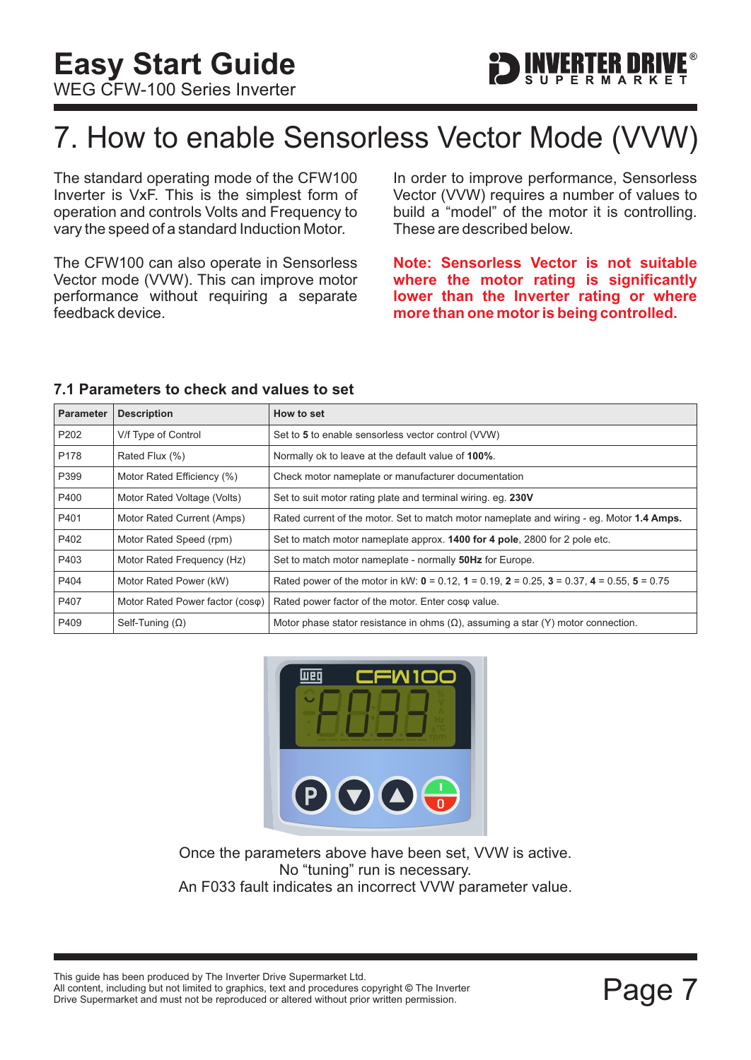# 7. How to enable Sensorless Vector Mode (VVW)

The standard operating mode of the CFW100 Inverter is VxF. This is the simplest form of operation and controls Volts and Frequency to vary the speed of a standard Induction Motor.

The CFW100 can also operate in Sensorless Vector mode (VVW). This can improve motor performance without requiring a separate feedback device.

In order to improve performance, Sensorless Vector (VVW) requires a number of values to build a "model" of the motor it is controlling. These are described below.

**Note: Sensorless Vector is not suitable where the motor rating is significantly lower than the Inverter rating or where more than one motor is being controlled.**

## 7.1 Parameters to check and values to set

| Parameter | Description | How to set |
|---|---|---|
| P202 | V/f Type of Control | Set to **5** to enable sensorless vector control (VVW) |
| P178 | Rated Flux (%) | Normally ok to leave at the default value of **100%**. |
| P399 | Motor Rated Efficiency (%) | Check motor nameplate or manufacturer documentation |
| P400 | Motor Rated Voltage (Volts) | Set to suit motor rating plate and terminal wiring. eg. **230V** |
| P401 | Motor Rated Current (Amps) | Rated current of the motor. Set to match motor nameplate and wiring - eg. Motor **1.4 Amps.** |
| P402 | Motor Rated Speed (rpm) | Set to match motor nameplate approx. **1400 for 4 pole**, 2800 for 2 pole etc. |
| P403 | Motor Rated Frequency (Hz) | Set to match motor nameplate - normally **50Hz** for Europe. |
| P404 | Motor Rated Power (kW) | Rated power of the motor in kW: **0** = 0.12, **1** = 0.19, **2** = 0.25, **3** = 0.37, **4** = 0.55, **5** = 0.75 |
| P407 | Motor Rated Power factor (cosφ) | Rated power factor of the motor. Enter cosφ value. |
| P409 | Self-Tuning (Ω) | Motor phase stator resistance in ohms (Ω), assuming a star (Y) motor connection. |

Once the parameters above have been set, VVW is active.
No "tuning" run is necessary.
An F033 fault indicates an incorrect VVW parameter value.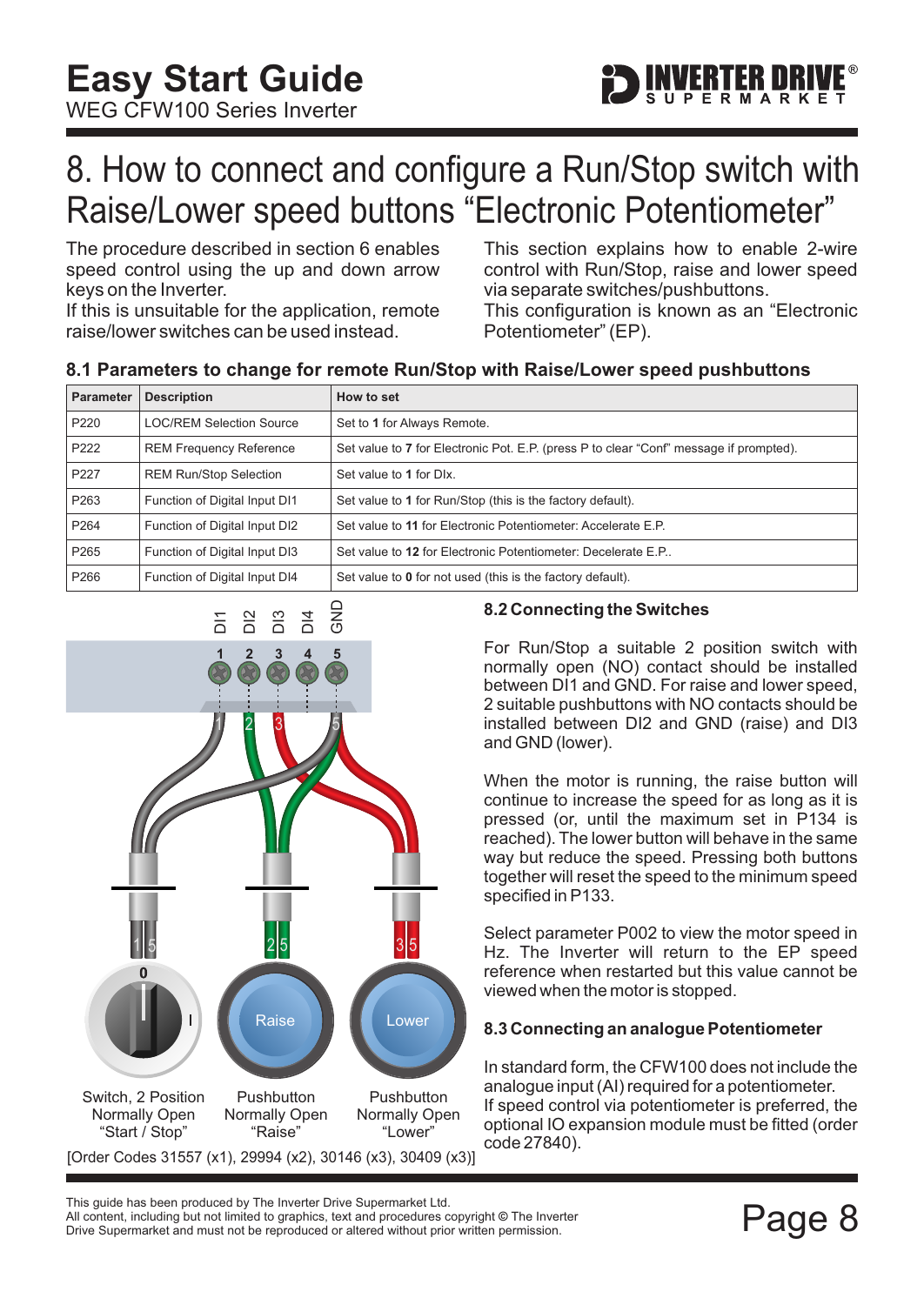# 8. How to connect and configure a Run/Stop switch with Raise/Lower speed buttons "Electronic Potentiometer"

The procedure described in section 6 enables speed control using the up and down arrow keys on the Inverter.
If this is unsuitable for the application, remote raise/lower switches can be used instead.

This section explains how to enable 2-wire control with Run/Stop, raise and lower speed via separate switches/pushbuttons.
This configuration is known as an "Electronic Potentiometer" (EP).

### 8.1 Parameters to change for remote Run/Stop with Raise/Lower speed pushbuttons

| Parameter | Description | How to set |
|---|---|---|
| P220 | LOC/REM Selection Source | Set to **1** for Always Remote. |
| P222 | REM Frequency Reference | Set value to **7** for Electronic Pot. E.P. (press P to clear "Conf" message if prompted). |
| P227 | REM Run/Stop Selection | Set value to **1** for DIx. |
| P263 | Function of Digital Input DI1 | Set value to **1** for Run/Stop (this is the factory default). |
| P264 | Function of Digital Input DI2 | Set value to **11** for Electronic Potentiometer: Accelerate E.P. |
| P265 | Function of Digital Input DI3 | Set value to **12** for Electronic Potentiometer: Decelerate E.P.. |
| P266 | Function of Digital Input DI4 | Set value to **0** for not used (this is the factory default). |

DI1 DI2 DI3 DI4 GND
1 2 3 4 5

Switch, 2 Position Normally Open "Start / Stop"

Pushbutton Normally Open "Raise"

Pushbutton Normally Open "Lower"

[Order Codes 31557 (x1), 29994 (x2), 30146 (x3), 30409 (x3)]

### 8.2 Connecting the Switches

For Run/Stop a suitable 2 position switch with normally open (NO) contact should be installed between DI1 and GND. For raise and lower speed, 2 suitable pushbuttons with NO contacts should be installed between DI2 and GND (raise) and DI3 and GND (lower).

When the motor is running, the raise button will continue to increase the speed for as long as it is pressed (or, until the maximum set in P134 is reached). The lower button will behave in the same way but reduce the speed. Pressing both buttons together will reset the speed to the minimum speed specified in P133.

Select parameter P002 to view the motor speed in Hz. The Inverter will return to the EP speed reference when restarted but this value cannot be viewed when the motor is stopped.

### 8.3 Connecting an analogue Potentiometer

In standard form, the CFW100 does not include the analogue input (AI) required for a potentiometer.
If speed control via potentiometer is preferred, the optional IO expansion module must be fitted (order code 27840).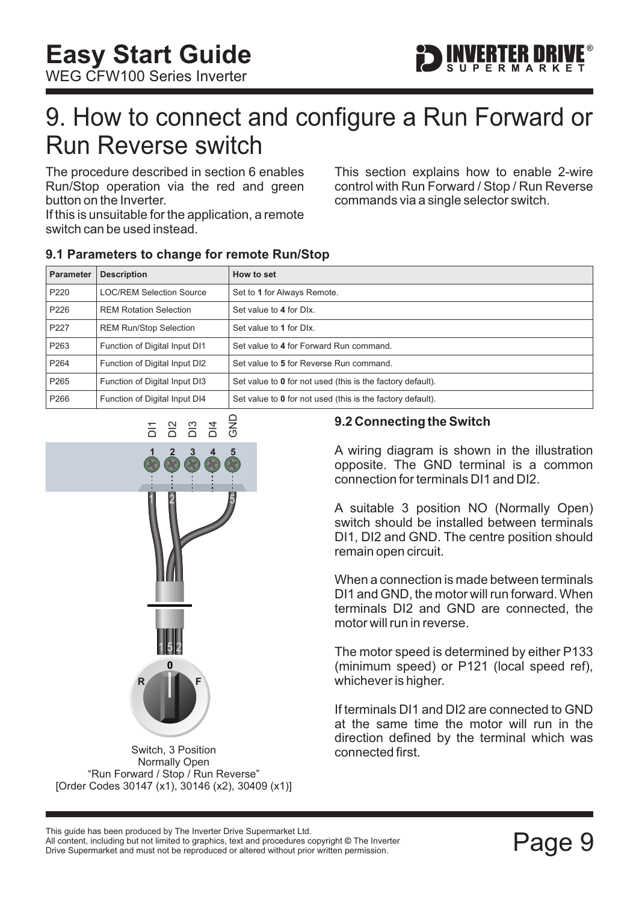# 9. How to connect and configure a Run Forward or Run Reverse switch

The procedure described in section 6 enables Run/Stop operation via the red and green button on the Inverter.
If this is unsuitable for the application, a remote switch can be used instead.

This section explains how to enable 2-wire control with Run Forward / Stop / Run Reverse commands via a single selector switch.

### 9.1 Parameters to change for remote Run/Stop

| Parameter | Description | How to set |
|---|---|---|
| P220 | LOC/REM Selection Source | Set to **1** for Always Remote. |
| P226 | REM Rotation Selection | Set value to **4** for DIx. |
| P227 | REM Run/Stop Selection | Set value to **1** for DIx. |
| P263 | Function of Digital Input DI1 | Set value to **4** for Forward Run command. |
| P264 | Function of Digital Input DI2 | Set value to **5** for Reverse Run command. |
| P265 | Function of Digital Input DI3 | Set value to **0** for not used (this is the factory default). |
| P266 | Function of Digital Input DI4 | Set value to **0** for not used (this is the factory default). |

Switch, 3 Position
Normally Open
“Run Forward / Stop / Run Reverse”
[Order Codes 30147 (x1), 30146 (x2), 30409 (x1)]

### 9.2 Connecting the Switch

A wiring diagram is shown in the illustration opposite. The GND terminal is a common connection for terminals DI1 and DI2.

A suitable 3 position NO (Normally Open) switch should be installed between terminals DI1, DI2 and GND. The centre position should remain open circuit.

When a connection is made between terminals DI1 and GND, the motor will run forward. When terminals DI2 and GND are connected, the motor will run in reverse.

The motor speed is determined by either P133 (minimum speed) or P121 (local speed ref), whichever is higher.

If terminals DI1 and DI2 are connected to GND at the same time the motor will run in the direction defined by the terminal which was connected first.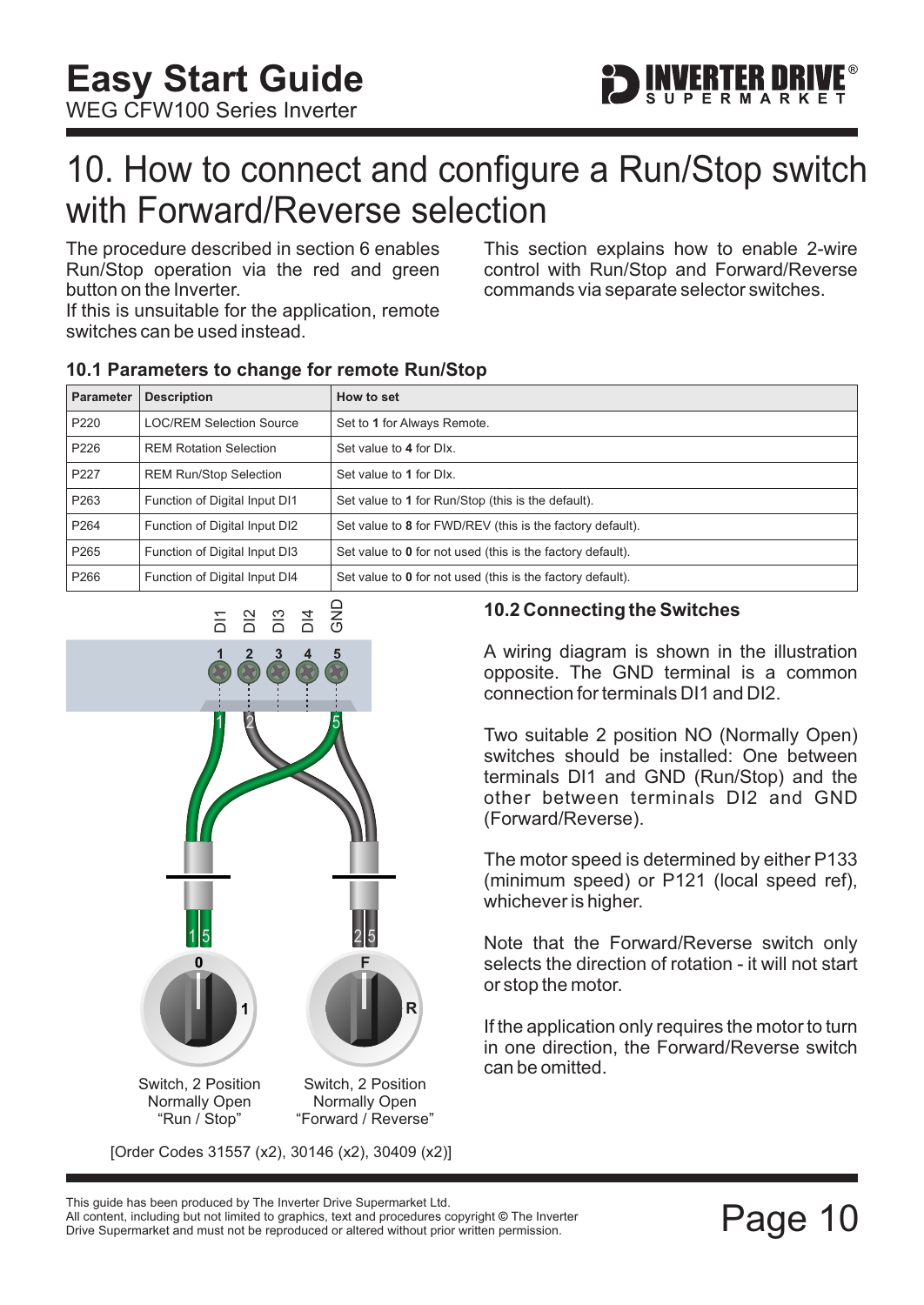# 10. How to connect and configure a Run/Stop switch with Forward/Reverse selection

The procedure described in section 6 enables Run/Stop operation via the red and green button on the Inverter.
If this is unsuitable for the application, remote switches can be used instead.

This section explains how to enable 2-wire control with Run/Stop and Forward/Reverse commands via separate selector switches.

### 10.1 Parameters to change for remote Run/Stop

| Parameter | Description | How to set |
|---|---|---|
| P220 | LOC/REM Selection Source | Set to **1** for Always Remote. |
| P226 | REM Rotation Selection | Set value to **4** for DIx. |
| P227 | REM Run/Stop Selection | Set value to **1** for DIx. |
| P263 | Function of Digital Input DI1 | Set value to **1** for Run/Stop (this is the default). |
| P264 | Function of Digital Input DI2 | Set value to **8** for FWD/REV (this is the factory default). |
| P265 | Function of Digital Input DI3 | Set value to **0** for not used (this is the factory default). |
| P266 | Function of Digital Input DI4 | Set value to **0** for not used (this is the factory default). |

DI1 DI2 DI3 DI4 GND

1 2 3 4 5

Switch, 2 Position Normally Open "Run / Stop"

Switch, 2 Position Normally Open "Forward / Reverse"

[Order Codes 31557 (x2), 30146 (x2), 30409 (x2)]

### 10.2 Connecting the Switches

A wiring diagram is shown in the illustration opposite. The GND terminal is a common connection for terminals DI1 and DI2.

Two suitable 2 position NO (Normally Open) switches should be installed: One between terminals DI1 and GND (Run/Stop) and the other between terminals DI2 and GND (Forward/Reverse).

The motor speed is determined by either P133 (minimum speed) or P121 (local speed ref), whichever is higher.

Note that the Forward/Reverse switch only selects the direction of rotation - it will not start or stop the motor.

If the application only requires the motor to turn in one direction, the Forward/Reverse switch can be omitted.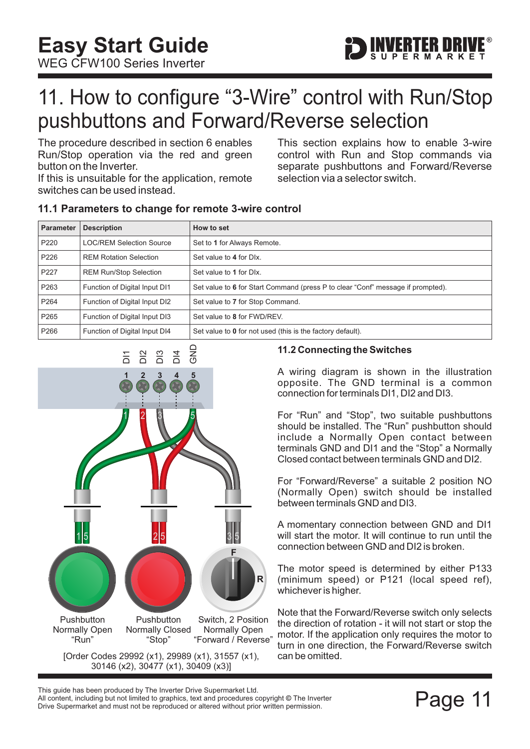# 11. How to configure “3-Wire” control with Run/Stop pushbuttons and Forward/Reverse selection

The procedure described in section 6 enables Run/Stop operation via the red and green button on the Inverter.
If this is unsuitable for the application, remote switches can be used instead.

This section explains how to enable 3-wire control with Run and Stop commands via separate pushbuttons and Forward/Reverse selection via a selector switch.

### 11.1 Parameters to change for remote 3-wire control

| Parameter | Description | How to set |
| --- | --- | --- |
| P220 | LOC/REM Selection Source | Set to **1** for Always Remote. |
| P226 | REM Rotation Selection | Set value to **4** for DIx. |
| P227 | REM Run/Stop Selection | Set value to **1** for DIx. |
| P263 | Function of Digital Input DI1 | Set value to **6** for Start Command (press P to clear “Conf” message if prompted). |
| P264 | Function of Digital Input DI2 | Set value to **7** for Stop Command. |
| P265 | Function of Digital Input DI3 | Set value to **8** for FWD/REV. |
| P266 | Function of Digital Input DI4 | Set value to **0** for not used (this is the factory default). |

DI1 DI2 DI3 DI4 GND
1 2 3 4 5

Pushbutton Normally Open “Run” | Pushbutton Normally Closed “Stop” | Switch, 2 Position Normally Open “Forward / Reverse”

[Order Codes 29992 (x1), 29989 (x1), 31557 (x1), 30146 (x2), 30477 (x1), 30409 (x3)]

### 11.2 Connecting the Switches

A wiring diagram is shown in the illustration opposite. The GND terminal is a common connection for terminals DI1, DI2 and DI3.

For “Run” and “Stop”, two suitable pushbuttons should be installed. The “Run” pushbutton should include a Normally Open contact between terminals GND and DI1 and the “Stop” a Normally Closed contact between terminals GND and DI2.

For “Forward/Reverse” a suitable 2 position NO (Normally Open) switch should be installed between terminals GND and DI3.

A momentary connection between GND and DI1 will start the motor. It will continue to run until the connection between GND and DI2 is broken.

The motor speed is determined by either P133 (minimum speed) or P121 (local speed ref), whichever is higher.

Note that the Forward/Reverse switch only selects the direction of rotation - it will not start or stop the motor. If the application only requires the motor to turn in one direction, the Forward/Reverse switch can be omitted.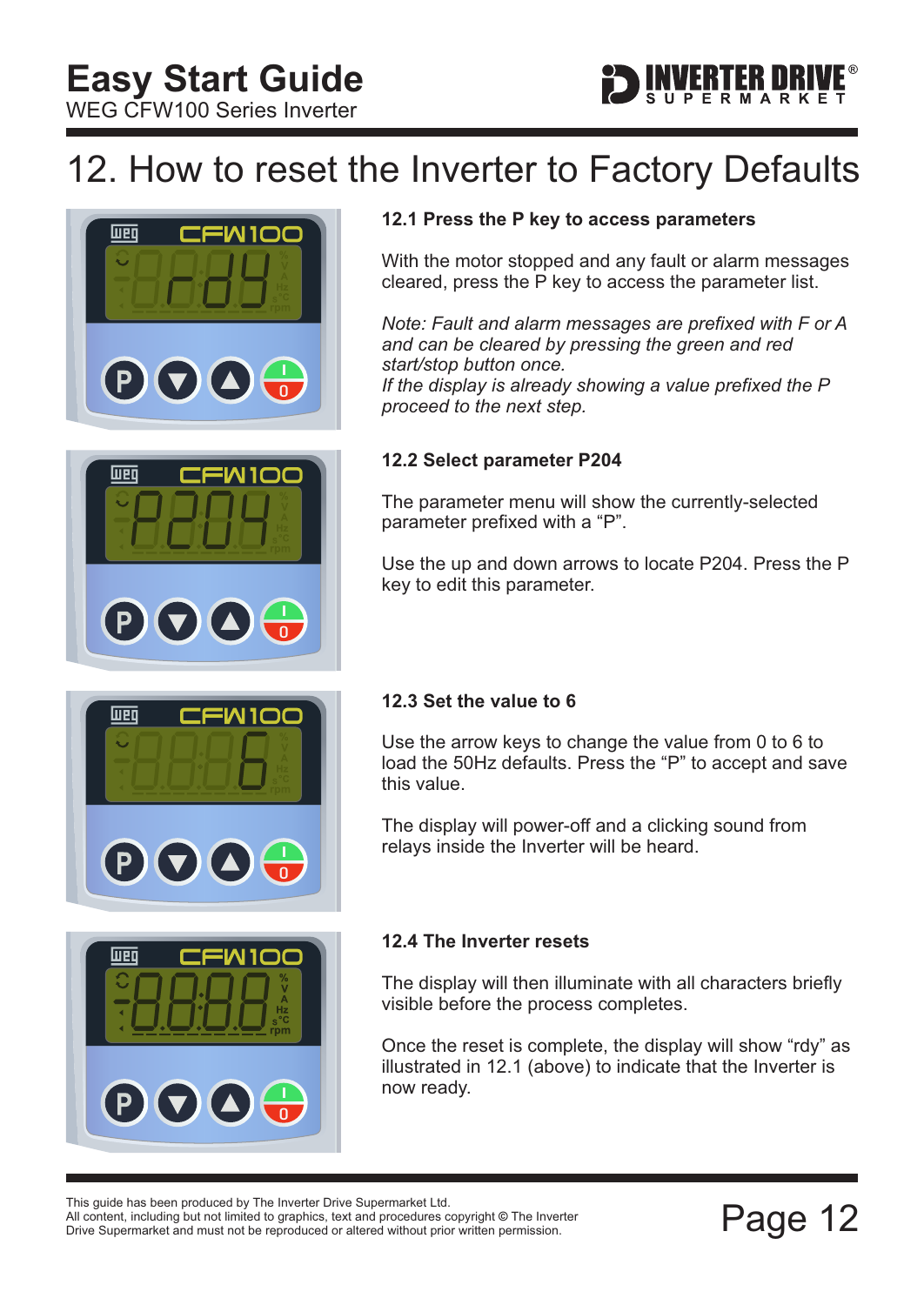# 12. How to reset the Inverter to Factory Defaults

### 12.1 Press the P key to access parameters

With the motor stopped and any fault or alarm messages cleared, press the P key to access the parameter list.

*Note: Fault and alarm messages are prefixed with F or A and can be cleared by pressing the green and red start/stop button once.*
*If the display is already showing a value prefixed the P proceed to the next step.*

### 12.2 Select parameter P204

The parameter menu will show the currently-selected parameter prefixed with a “P”.

Use the up and down arrows to locate P204. Press the P key to edit this parameter.

### 12.3 Set the value to 6

Use the arrow keys to change the value from 0 to 6 to load the 50Hz defaults. Press the “P” to accept and save this value.

The display will power-off and a clicking sound from relays inside the Inverter will be heard.

### 12.4 The Inverter resets

The display will then illuminate with all characters briefly visible before the process completes.

Once the reset is complete, the display will show “rdy” as illustrated in 12.1 (above) to indicate that the Inverter is now ready.

This guide has been produced by The Inverter Drive Supermarket Ltd.
All content, including but not limited to graphics, text and procedures copyright © The Inverter Drive Supermarket and must not be reproduced or altered without prior written permission.